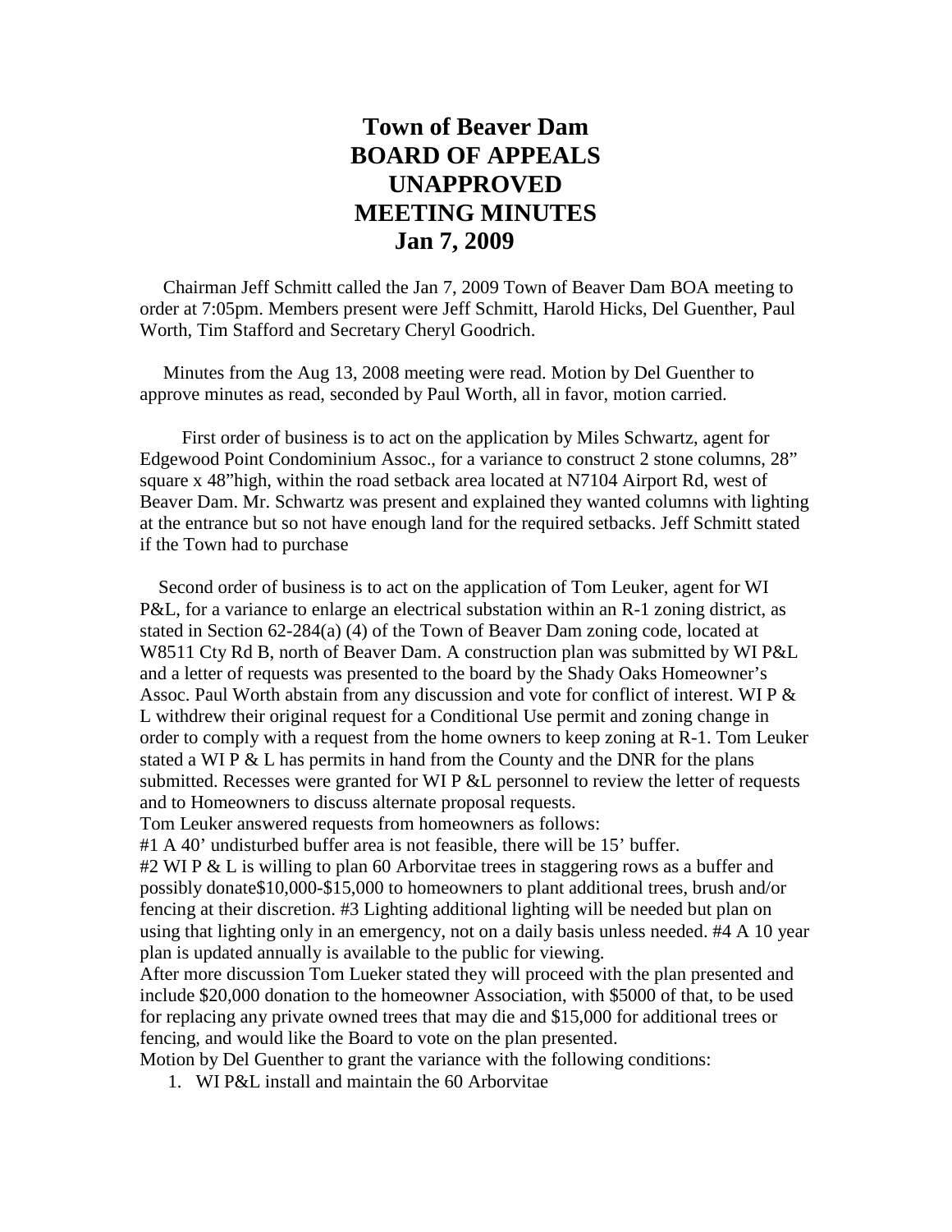# Town of Beaver Dam
# BOARD OF APPEALS
# UNAPPROVED
# MEETING MINUTES
# Jan 7, 2009

Chairman Jeff Schmitt called the Jan 7, 2009 Town of Beaver Dam BOA meeting to order at 7:05pm. Members present were Jeff Schmitt, Harold Hicks, Del Guenther, Paul Worth, Tim Stafford and Secretary Cheryl Goodrich.

Minutes from the Aug 13, 2008 meeting were read. Motion by Del Guenther to approve minutes as read, seconded by Paul Worth, all in favor, motion carried.

First order of business is to act on the application by Miles Schwartz, agent for Edgewood Point Condominium Assoc., for a variance to construct 2 stone columns, 28" square x 48"high, within the road setback area located at N7104 Airport Rd, west of Beaver Dam. Mr. Schwartz was present and explained they wanted columns with lighting at the entrance but so not have enough land for the required setbacks. Jeff Schmitt stated if the Town had to purchase

Second order of business is to act on the application of Tom Leuker, agent for WI P&L, for a variance to enlarge an electrical substation within an R-1 zoning district, as stated in Section 62-284(a) (4) of the Town of Beaver Dam zoning code, located at W8511 Cty Rd B, north of Beaver Dam. A construction plan was submitted by WI P&L and a letter of requests was presented to the board by the Shady Oaks Homeowner's Assoc. Paul Worth abstain from any discussion and vote for conflict of interest. WI P & L withdrew their original request for a Conditional Use permit and zoning change in order to comply with a request from the home owners to keep zoning at R-1. Tom Leuker stated a WI P & L has permits in hand from the County and the DNR for the plans submitted. Recesses were granted for WI P &L personnel to review the letter of requests and to Homeowners to discuss alternate proposal requests.

Tom Leuker answered requests from homeowners as follows:

#1 A 40' undisturbed buffer area is not feasible, there will be 15' buffer.

#2 WI P & L is willing to plan 60 Arborvitae trees in staggering rows as a buffer and possibly donate$10,000-$15,000 to homeowners to plant additional trees, brush and/or fencing at their discretion. #3 Lighting additional lighting will be needed but plan on using that lighting only in an emergency, not on a daily basis unless needed. #4 A 10 year plan is updated annually is available to the public for viewing.

After more discussion Tom Lueker stated they will proceed with the plan presented and include $20,000 donation to the homeowner Association, with $5000 of that, to be used for replacing any private owned trees that may die and $15,000 for additional trees or fencing, and would like the Board to vote on the plan presented.

Motion by Del Guenther to grant the variance with the following conditions:

1. WI P&L install and maintain the 60 Arborvitae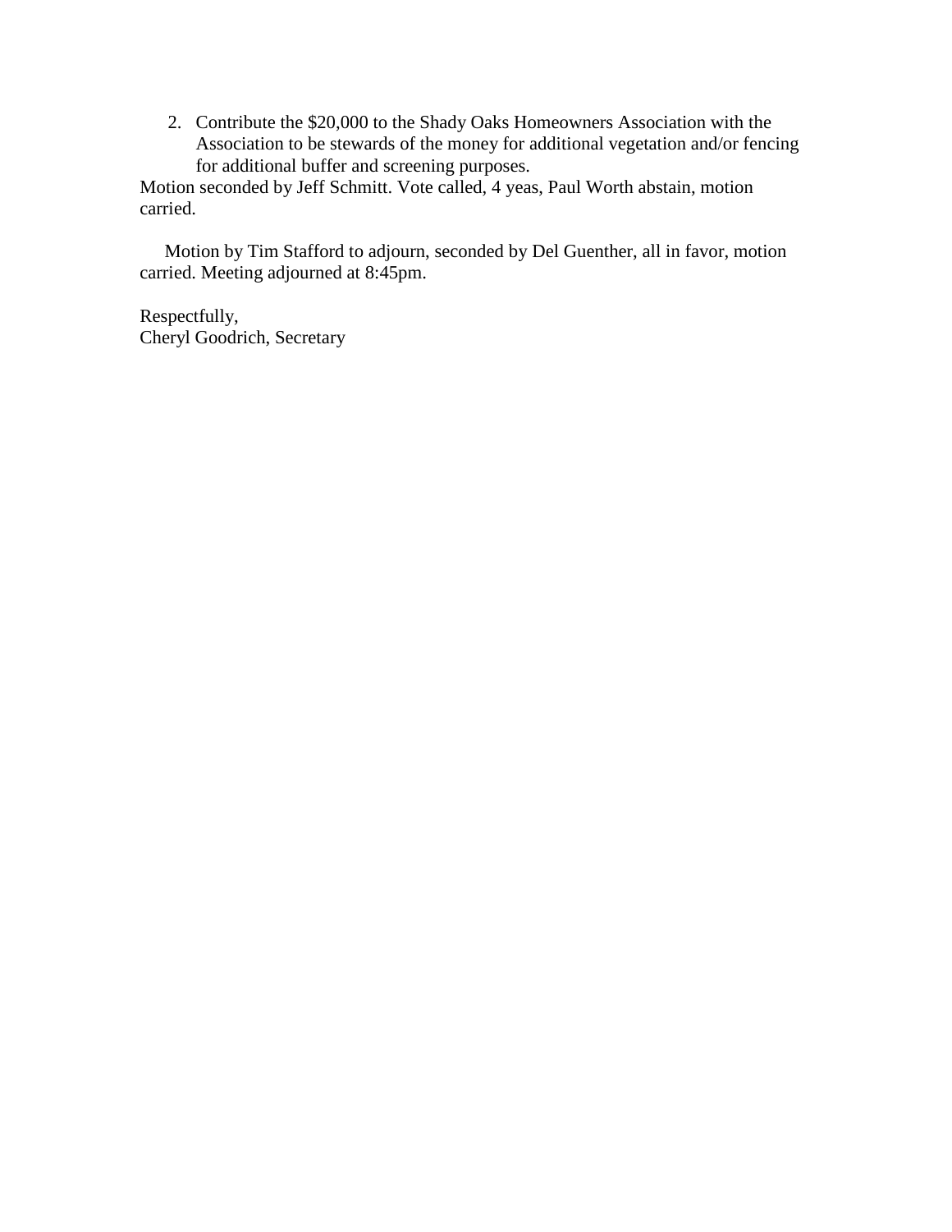2. Contribute the $20,000 to the Shady Oaks Homeowners Association with the Association to be stewards of the money for additional vegetation and/or fencing for additional buffer and screening purposes.

Motion seconded by Jeff Schmitt. Vote called, 4 yeas, Paul Worth abstain, motion carried.

Motion by Tim Stafford to adjourn, seconded by Del Guenther, all in favor, motion carried. Meeting adjourned at 8:45pm.

Respectfully,
Cheryl Goodrich, Secretary